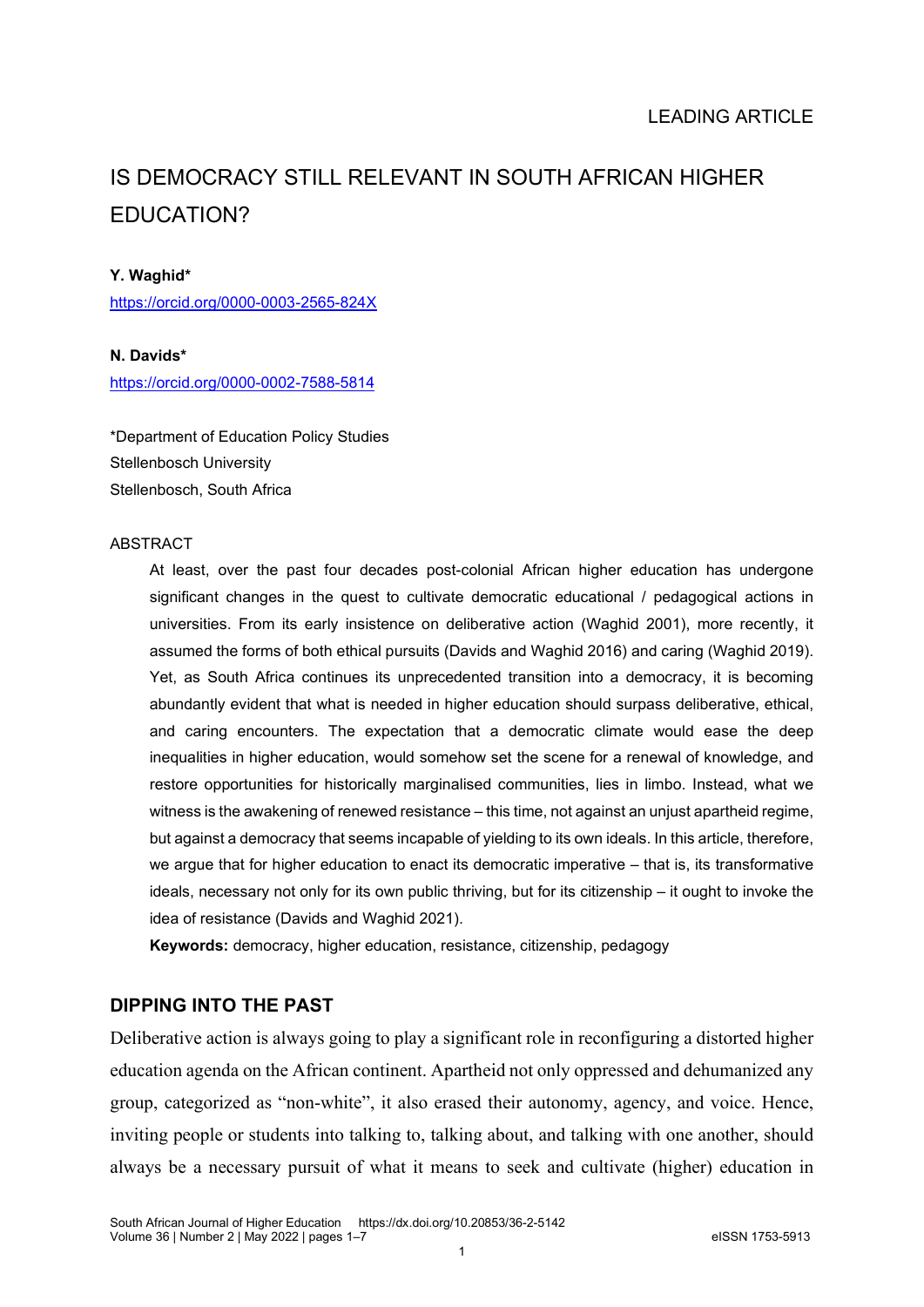LEADING ARTICLE

# IS DEMOCRACY STILL RELEVANT IN SOUTH AFRICAN HIGHER EDUCATION?

**Y. Waghid***

https://orcid.org/0000-0003-2565-824X

**N. Davids***

https://orcid.org/0000-0002-7588-5814

*Department of Education Policy Studies
Stellenbosch University
Stellenbosch, South Africa

ABSTRACT

At least, over the past four decades post-colonial African higher education has undergone significant changes in the quest to cultivate democratic educational / pedagogical actions in universities. From its early insistence on deliberative action (Waghid 2001), more recently, it assumed the forms of both ethical pursuits (Davids and Waghid 2016) and caring (Waghid 2019). Yet, as South Africa continues its unprecedented transition into a democracy, it is becoming abundantly evident that what is needed in higher education should surpass deliberative, ethical, and caring encounters. The expectation that a democratic climate would ease the deep inequalities in higher education, would somehow set the scene for a renewal of knowledge, and restore opportunities for historically marginalised communities, lies in limbo. Instead, what we witness is the awakening of renewed resistance – this time, not against an unjust apartheid regime, but against a democracy that seems incapable of yielding to its own ideals. In this article, therefore, we argue that for higher education to enact its democratic imperative – that is, its transformative ideals, necessary not only for its own public thriving, but for its citizenship – it ought to invoke the idea of resistance (Davids and Waghid 2021).

**Keywords:** democracy, higher education, resistance, citizenship, pedagogy

## DIPPING INTO THE PAST

Deliberative action is always going to play a significant role in reconfiguring a distorted higher education agenda on the African continent. Apartheid not only oppressed and dehumanized any group, categorized as "non-white", it also erased their autonomy, agency, and voice. Hence, inviting people or students into talking to, talking about, and talking with one another, should always be a necessary pursuit of what it means to seek and cultivate (higher) education in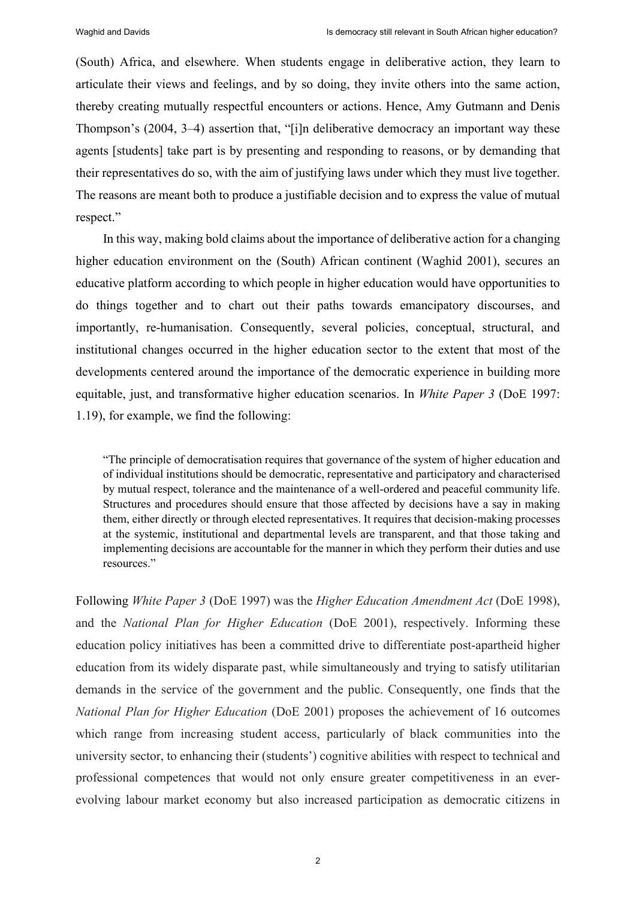(South) Africa, and elsewhere. When students engage in deliberative action, they learn to articulate their views and feelings, and by so doing, they invite others into the same action, thereby creating mutually respectful encounters or actions. Hence, Amy Gutmann and Denis Thompson's (2004, 3–4) assertion that, "[i]n deliberative democracy an important way these agents [students] take part is by presenting and responding to reasons, or by demanding that their representatives do so, with the aim of justifying laws under which they must live together. The reasons are meant both to produce a justifiable decision and to express the value of mutual respect."

In this way, making bold claims about the importance of deliberative action for a changing higher education environment on the (South) African continent (Waghid 2001), secures an educative platform according to which people in higher education would have opportunities to do things together and to chart out their paths towards emancipatory discourses, and importantly, re-humanisation. Consequently, several policies, conceptual, structural, and institutional changes occurred in the higher education sector to the extent that most of the developments centered around the importance of the democratic experience in building more equitable, just, and transformative higher education scenarios. In *White Paper 3* (DoE 1997: 1.19), for example, we find the following:

> "The principle of democratisation requires that governance of the system of higher education and of individual institutions should be democratic, representative and participatory and characterised by mutual respect, tolerance and the maintenance of a well-ordered and peaceful community life. Structures and procedures should ensure that those affected by decisions have a say in making them, either directly or through elected representatives. It requires that decision-making processes at the systemic, institutional and departmental levels are transparent, and that those taking and implementing decisions are accountable for the manner in which they perform their duties and use resources."

Following *White Paper 3* (DoE 1997) was the *Higher Education Amendment Act* (DoE 1998), and the *National Plan for Higher Education* (DoE 2001), respectively. Informing these education policy initiatives has been a committed drive to differentiate post-apartheid higher education from its widely disparate past, while simultaneously and trying to satisfy utilitarian demands in the service of the government and the public. Consequently, one finds that the *National Plan for Higher Education* (DoE 2001) proposes the achievement of 16 outcomes which range from increasing student access, particularly of black communities into the university sector, to enhancing their (students') cognitive abilities with respect to technical and professional competences that would not only ensure greater competitiveness in an ever-evolving labour market economy but also increased participation as democratic citizens in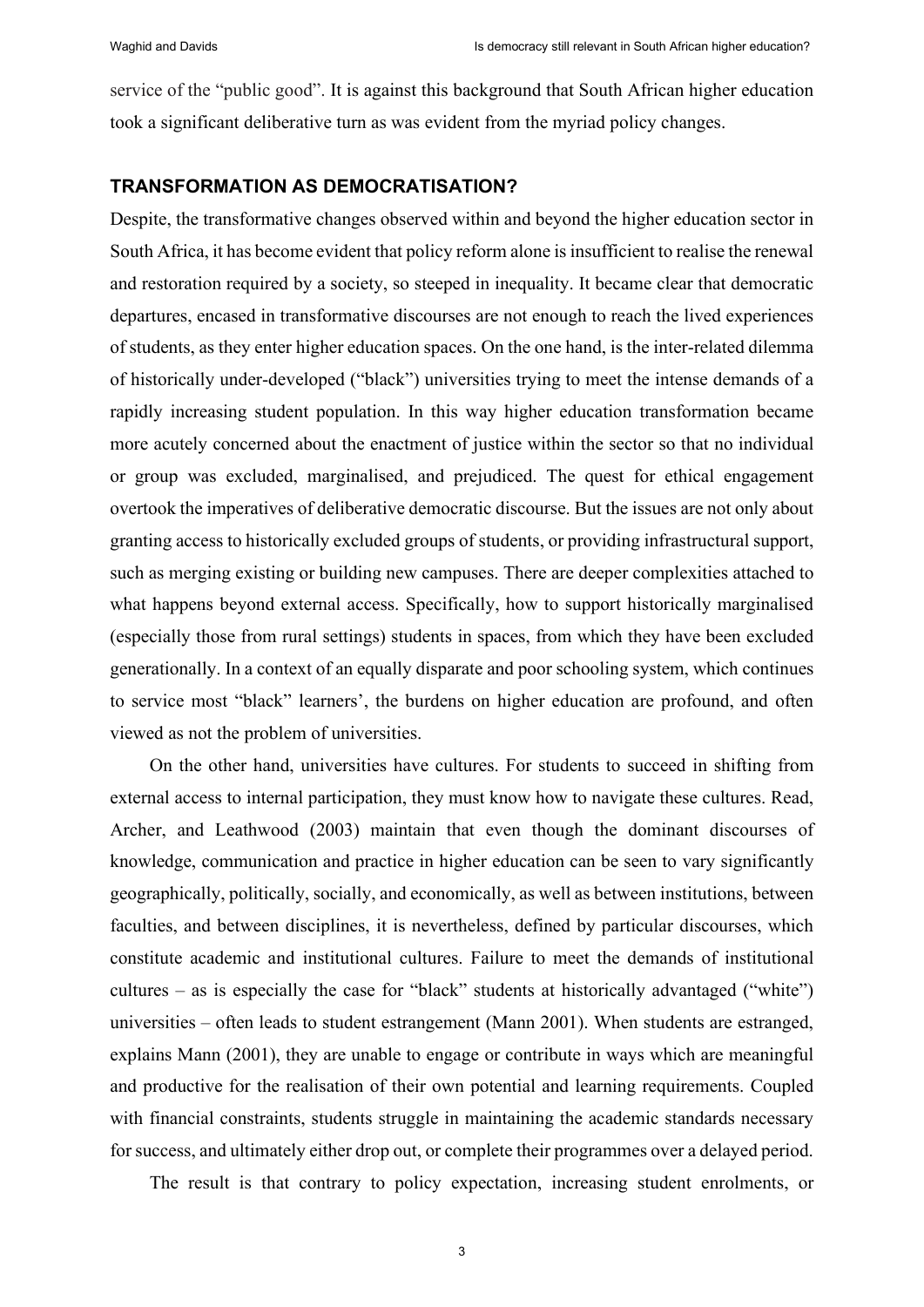service of the "public good". It is against this background that South African higher education took a significant deliberative turn as was evident from the myriad policy changes.

## TRANSFORMATION AS DEMOCRATISATION?

Despite, the transformative changes observed within and beyond the higher education sector in South Africa, it has become evident that policy reform alone is insufficient to realise the renewal and restoration required by a society, so steeped in inequality. It became clear that democratic departures, encased in transformative discourses are not enough to reach the lived experiences of students, as they enter higher education spaces. On the one hand, is the inter-related dilemma of historically under-developed ("black") universities trying to meet the intense demands of a rapidly increasing student population. In this way higher education transformation became more acutely concerned about the enactment of justice within the sector so that no individual or group was excluded, marginalised, and prejudiced. The quest for ethical engagement overtook the imperatives of deliberative democratic discourse. But the issues are not only about granting access to historically excluded groups of students, or providing infrastructural support, such as merging existing or building new campuses. There are deeper complexities attached to what happens beyond external access. Specifically, how to support historically marginalised (especially those from rural settings) students in spaces, from which they have been excluded generationally. In a context of an equally disparate and poor schooling system, which continues to service most "black" learners', the burdens on higher education are profound, and often viewed as not the problem of universities.

On the other hand, universities have cultures. For students to succeed in shifting from external access to internal participation, they must know how to navigate these cultures. Read, Archer, and Leathwood (2003) maintain that even though the dominant discourses of knowledge, communication and practice in higher education can be seen to vary significantly geographically, politically, socially, and economically, as well as between institutions, between faculties, and between disciplines, it is nevertheless, defined by particular discourses, which constitute academic and institutional cultures. Failure to meet the demands of institutional cultures – as is especially the case for "black" students at historically advantaged ("white") universities – often leads to student estrangement (Mann 2001). When students are estranged, explains Mann (2001), they are unable to engage or contribute in ways which are meaningful and productive for the realisation of their own potential and learning requirements. Coupled with financial constraints, students struggle in maintaining the academic standards necessary for success, and ultimately either drop out, or complete their programmes over a delayed period.

The result is that contrary to policy expectation, increasing student enrolments, or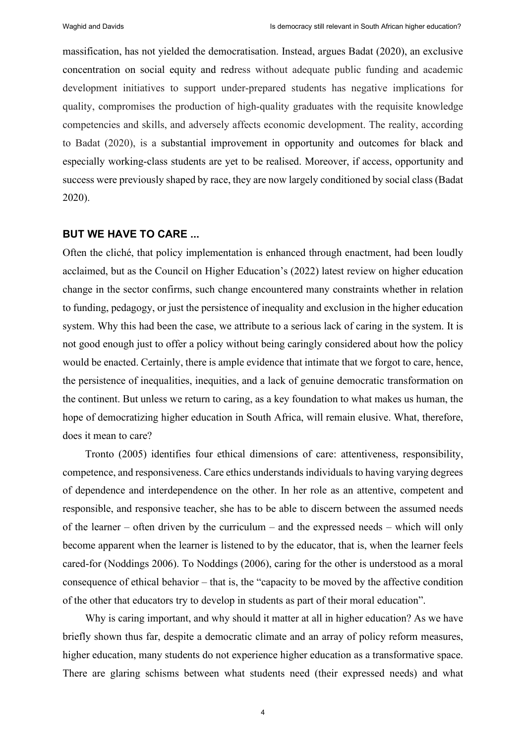massification, has not yielded the democratisation. Instead, argues Badat (2020), an exclusive concentration on social equity and redress without adequate public funding and academic development initiatives to support under-prepared students has negative implications for quality, compromises the production of high-quality graduates with the requisite knowledge competencies and skills, and adversely affects economic development. The reality, according to Badat (2020), is a substantial improvement in opportunity and outcomes for black and especially working-class students are yet to be realised. Moreover, if access, opportunity and success were previously shaped by race, they are now largely conditioned by social class (Badat 2020).

## BUT WE HAVE TO CARE ...

Often the cliché, that policy implementation is enhanced through enactment, had been loudly acclaimed, but as the Council on Higher Education's (2022) latest review on higher education change in the sector confirms, such change encountered many constraints whether in relation to funding, pedagogy, or just the persistence of inequality and exclusion in the higher education system. Why this had been the case, we attribute to a serious lack of caring in the system. It is not good enough just to offer a policy without being caringly considered about how the policy would be enacted. Certainly, there is ample evidence that intimate that we forgot to care, hence, the persistence of inequalities, inequities, and a lack of genuine democratic transformation on the continent. But unless we return to caring, as a key foundation to what makes us human, the hope of democratizing higher education in South Africa, will remain elusive. What, therefore, does it mean to care?

Tronto (2005) identifies four ethical dimensions of care: attentiveness, responsibility, competence, and responsiveness. Care ethics understands individuals to having varying degrees of dependence and interdependence on the other. In her role as an attentive, competent and responsible, and responsive teacher, she has to be able to discern between the assumed needs of the learner – often driven by the curriculum – and the expressed needs – which will only become apparent when the learner is listened to by the educator, that is, when the learner feels cared-for (Noddings 2006). To Noddings (2006), caring for the other is understood as a moral consequence of ethical behavior – that is, the "capacity to be moved by the affective condition of the other that educators try to develop in students as part of their moral education".

Why is caring important, and why should it matter at all in higher education? As we have briefly shown thus far, despite a democratic climate and an array of policy reform measures, higher education, many students do not experience higher education as a transformative space. There are glaring schisms between what students need (their expressed needs) and what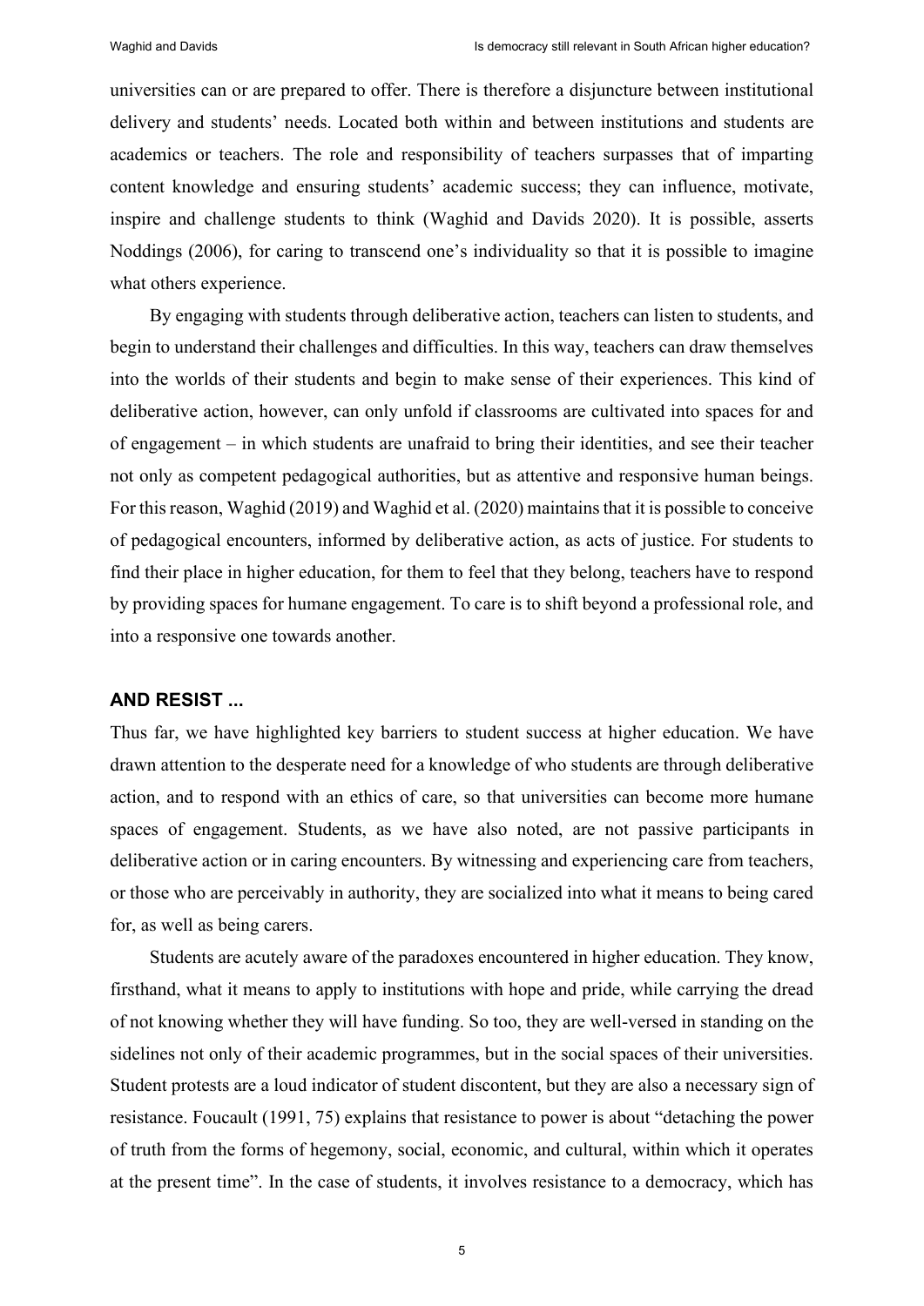universities can or are prepared to offer. There is therefore a disjuncture between institutional delivery and students' needs. Located both within and between institutions and students are academics or teachers. The role and responsibility of teachers surpasses that of imparting content knowledge and ensuring students' academic success; they can influence, motivate, inspire and challenge students to think (Waghid and Davids 2020). It is possible, asserts Noddings (2006), for caring to transcend one's individuality so that it is possible to imagine what others experience.

By engaging with students through deliberative action, teachers can listen to students, and begin to understand their challenges and difficulties. In this way, teachers can draw themselves into the worlds of their students and begin to make sense of their experiences. This kind of deliberative action, however, can only unfold if classrooms are cultivated into spaces for and of engagement – in which students are unafraid to bring their identities, and see their teacher not only as competent pedagogical authorities, but as attentive and responsive human beings. For this reason, Waghid (2019) and Waghid et al. (2020) maintains that it is possible to conceive of pedagogical encounters, informed by deliberative action, as acts of justice. For students to find their place in higher education, for them to feel that they belong, teachers have to respond by providing spaces for humane engagement. To care is to shift beyond a professional role, and into a responsive one towards another.

## AND RESIST ...

Thus far, we have highlighted key barriers to student success at higher education. We have drawn attention to the desperate need for a knowledge of who students are through deliberative action, and to respond with an ethics of care, so that universities can become more humane spaces of engagement. Students, as we have also noted, are not passive participants in deliberative action or in caring encounters. By witnessing and experiencing care from teachers, or those who are perceivably in authority, they are socialized into what it means to being cared for, as well as being carers.

Students are acutely aware of the paradoxes encountered in higher education. They know, firsthand, what it means to apply to institutions with hope and pride, while carrying the dread of not knowing whether they will have funding. So too, they are well-versed in standing on the sidelines not only of their academic programmes, but in the social spaces of their universities. Student protests are a loud indicator of student discontent, but they are also a necessary sign of resistance. Foucault (1991, 75) explains that resistance to power is about "detaching the power of truth from the forms of hegemony, social, economic, and cultural, within which it operates at the present time". In the case of students, it involves resistance to a democracy, which has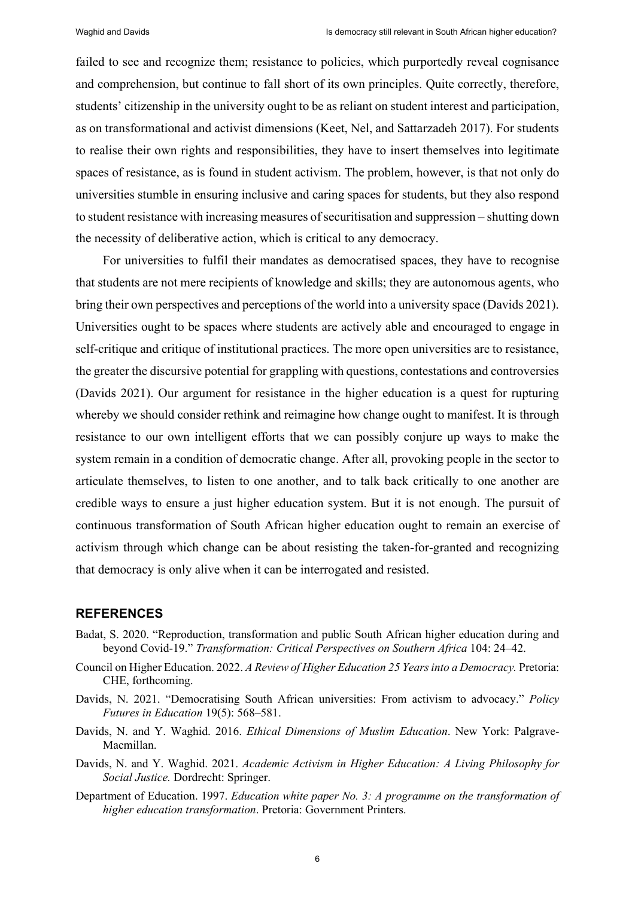failed to see and recognize them; resistance to policies, which purportedly reveal cognisance and comprehension, but continue to fall short of its own principles. Quite correctly, therefore, students' citizenship in the university ought to be as reliant on student interest and participation, as on transformational and activist dimensions (Keet, Nel, and Sattarzadeh 2017). For students to realise their own rights and responsibilities, they have to insert themselves into legitimate spaces of resistance, as is found in student activism. The problem, however, is that not only do universities stumble in ensuring inclusive and caring spaces for students, but they also respond to student resistance with increasing measures of securitisation and suppression – shutting down the necessity of deliberative action, which is critical to any democracy.

For universities to fulfil their mandates as democratised spaces, they have to recognise that students are not mere recipients of knowledge and skills; they are autonomous agents, who bring their own perspectives and perceptions of the world into a university space (Davids 2021). Universities ought to be spaces where students are actively able and encouraged to engage in self-critique and critique of institutional practices. The more open universities are to resistance, the greater the discursive potential for grappling with questions, contestations and controversies (Davids 2021). Our argument for resistance in the higher education is a quest for rupturing whereby we should consider rethink and reimagine how change ought to manifest. It is through resistance to our own intelligent efforts that we can possibly conjure up ways to make the system remain in a condition of democratic change. After all, provoking people in the sector to articulate themselves, to listen to one another, and to talk back critically to one another are credible ways to ensure a just higher education system. But it is not enough. The pursuit of continuous transformation of South African higher education ought to remain an exercise of activism through which change can be about resisting the taken-for-granted and recognizing that democracy is only alive when it can be interrogated and resisted.

## REFERENCES

Badat, S. 2020. "Reproduction, transformation and public South African higher education during and beyond Covid-19." *Transformation: Critical Perspectives on Southern Africa* 104: 24–42.

Council on Higher Education. 2022. *A Review of Higher Education 25 Years into a Democracy.* Pretoria: CHE, forthcoming.

Davids, N. 2021. "Democratising South African universities: From activism to advocacy." *Policy Futures in Education* 19(5): 568–581.

Davids, N. and Y. Waghid. 2016. *Ethical Dimensions of Muslim Education*. New York: Palgrave-Macmillan.

Davids, N. and Y. Waghid. 2021. *Academic Activism in Higher Education: A Living Philosophy for Social Justice.* Dordrecht: Springer.

Department of Education. 1997. *Education white paper No. 3: A programme on the transformation of higher education transformation*. Pretoria: Government Printers.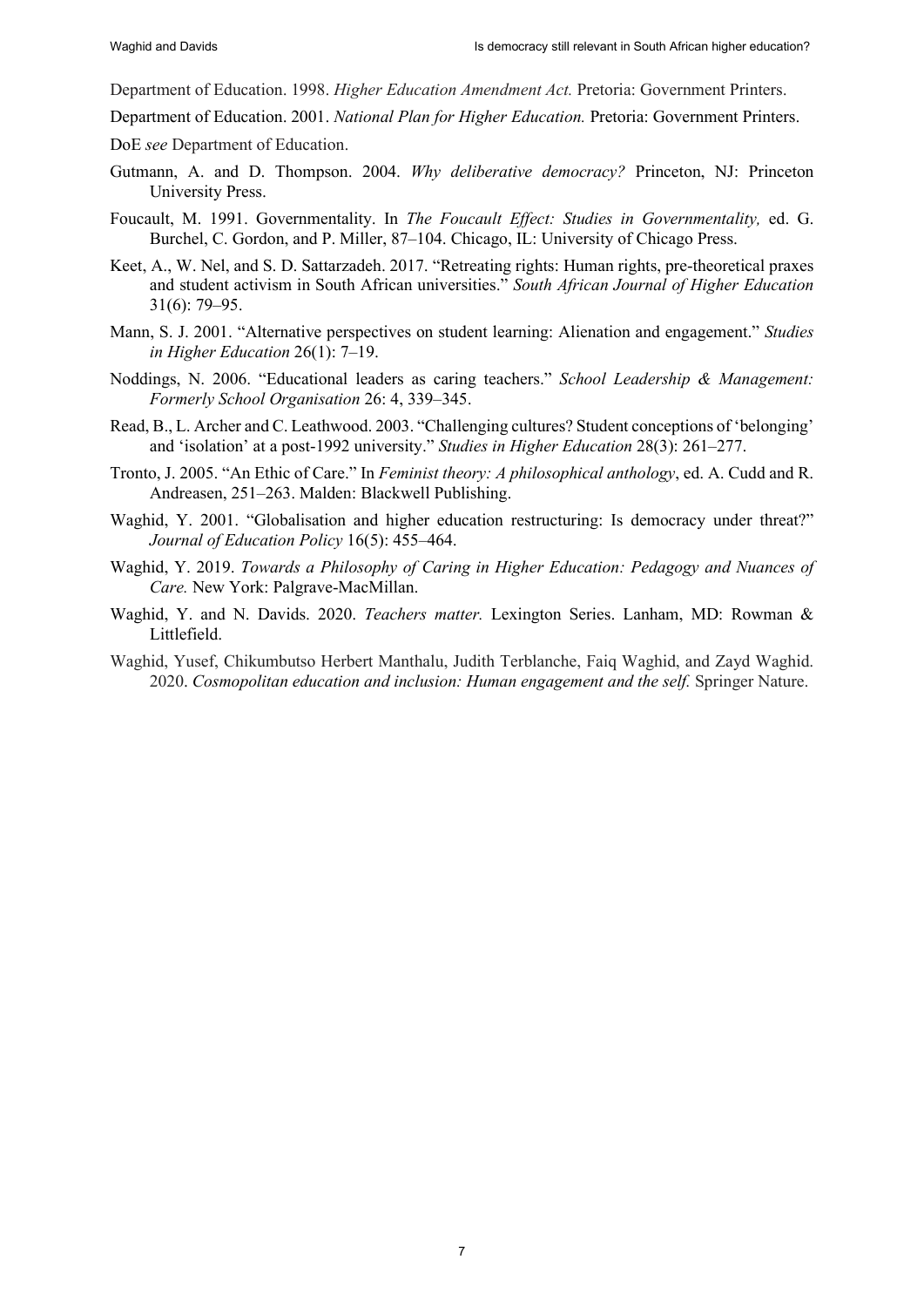Department of Education. 1998. *Higher Education Amendment Act.* Pretoria: Government Printers.

Department of Education. 2001. *National Plan for Higher Education.* Pretoria: Government Printers.

DoE *see* Department of Education.

Gutmann, A. and D. Thompson. 2004. *Why deliberative democracy?* Princeton, NJ: Princeton University Press.

Foucault, M. 1991. Governmentality. In *The Foucault Effect: Studies in Governmentality,* ed. G. Burchel, C. Gordon, and P. Miller, 87–104. Chicago, IL: University of Chicago Press.

Keet, A., W. Nel, and S. D. Sattarzadeh. 2017. "Retreating rights: Human rights, pre-theoretical praxes and student activism in South African universities." *South African Journal of Higher Education* 31(6): 79–95.

Mann, S. J. 2001. "Alternative perspectives on student learning: Alienation and engagement." *Studies in Higher Education* 26(1): 7–19.

Noddings, N. 2006. "Educational leaders as caring teachers." *School Leadership & Management: Formerly School Organisation* 26: 4, 339–345.

Read, B., L. Archer and C. Leathwood. 2003. "Challenging cultures? Student conceptions of 'belonging' and 'isolation' at a post-1992 university." *Studies in Higher Education* 28(3): 261–277.

Tronto, J. 2005. "An Ethic of Care." In *Feminist theory: A philosophical anthology*, ed. A. Cudd and R. Andreasen, 251–263. Malden: Blackwell Publishing.

Waghid, Y. 2001. "Globalisation and higher education restructuring: Is democracy under threat?" *Journal of Education Policy* 16(5): 455–464.

Waghid, Y. 2019. *Towards a Philosophy of Caring in Higher Education: Pedagogy and Nuances of Care.* New York: Palgrave-MacMillan.

Waghid, Y. and N. Davids. 2020. *Teachers matter.* Lexington Series. Lanham, MD: Rowman & Littlefield.

Waghid, Yusef, Chikumbutso Herbert Manthalu, Judith Terblanche, Faiq Waghid, and Zayd Waghid. 2020. *Cosmopolitan education and inclusion: Human engagement and the self.* Springer Nature.